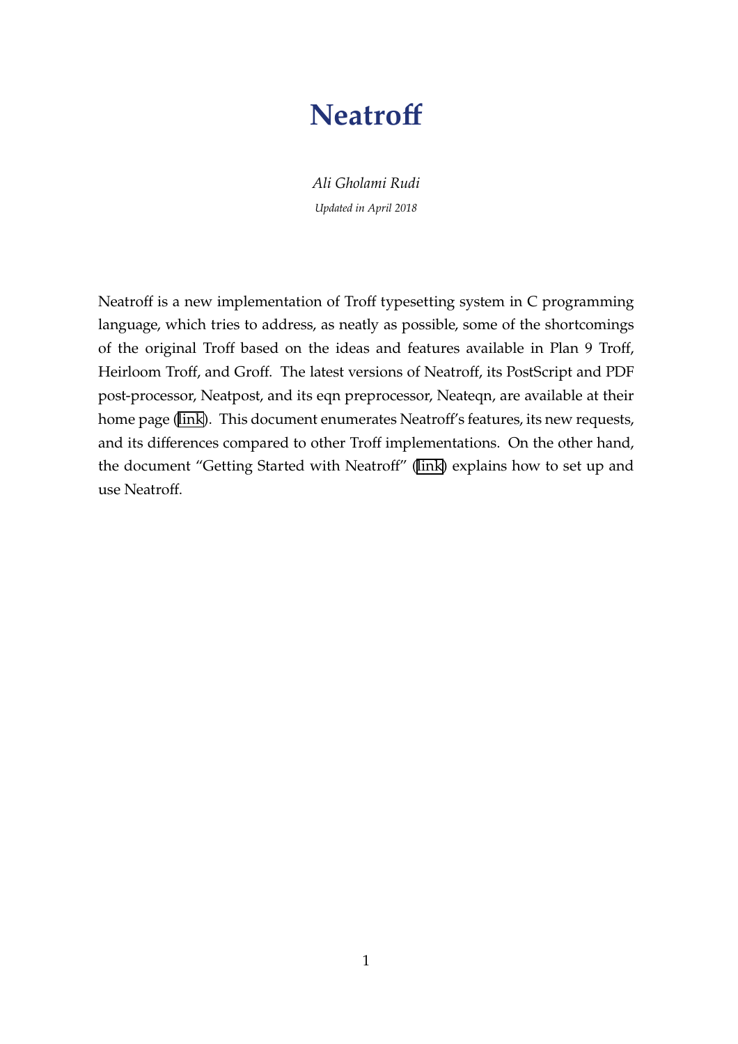# Neatroff

*Ali Gholami Rudi*

*Updated in April 2018*

Neatroff is a new implementation of Troff typesetting system in C programming language, which tries to address, as neatly as possible, some of the shortcomings of the original Troff based on the ideas and features available in Plan 9 Troff, Heirloom Troff, and Groff. The latest versions of Neatroff, its PostScript and PDF post-processor, Neatpost, and its eqn preprocessor, Neateqn, are available at their home page (link). This document enumerates Neatroff's features, its new requests, and its differences compared to other Troff implementations. On the other hand, the document "Getting Started with Neatroff" (link) explains how to set up and use Neatroff.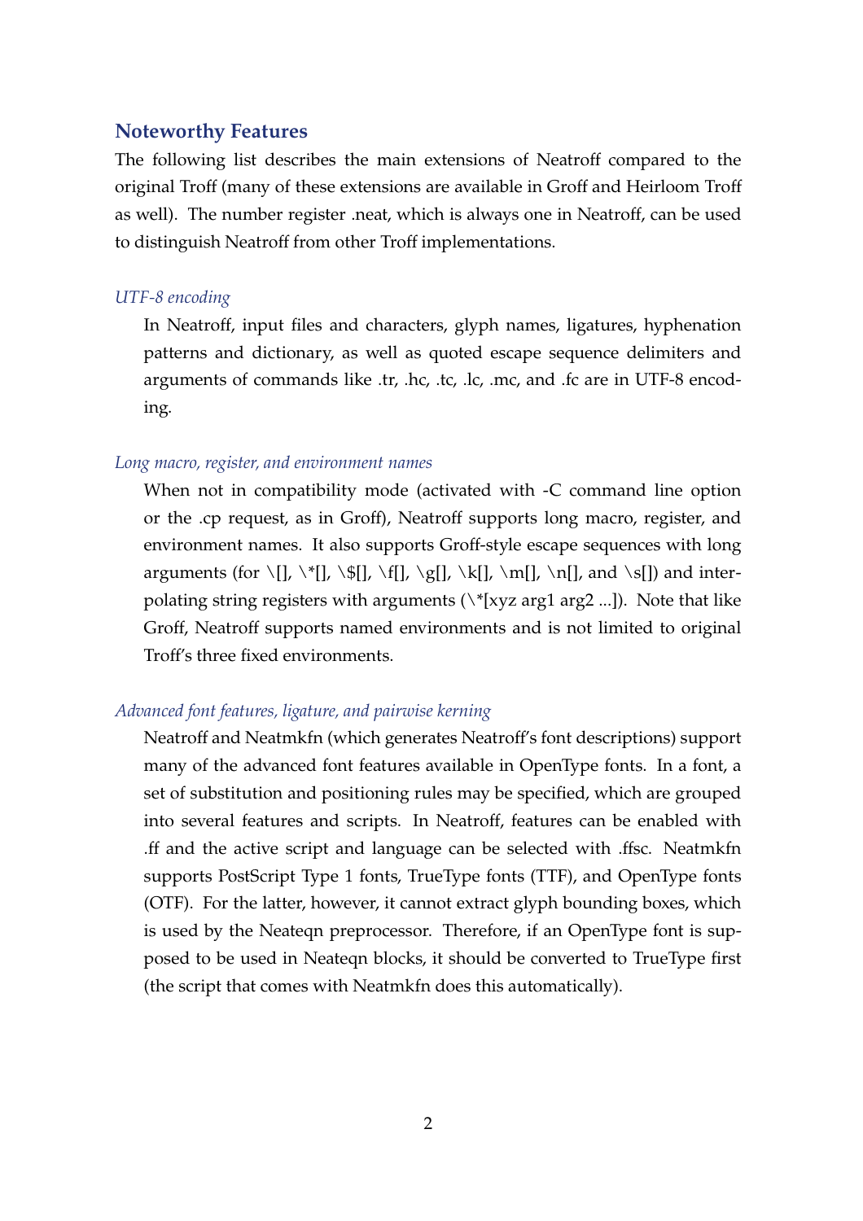## Noteworthy Features

The following list describes the main extensions of Neatroff compared to the original Troff (many of these extensions are available in Groff and Heirloom Troff as well). The number register .neat, which is always one in Neatroff, can be used to distinguish Neatroff from other Troff implementations.

*UTF-8 encoding*

In Neatroff, input files and characters, glyph names, ligatures, hyphenation patterns and dictionary, as well as quoted escape sequence delimiters and arguments of commands like .tr, .hc, .tc, .lc, .mc, and .fc are in UTF-8 encoding.

*Long macro, register, and environment names*

When not in compatibility mode (activated with -C command line option or the .cp request, as in Groff), Neatroff supports long macro, register, and environment names. It also supports Groff-style escape sequences with long arguments (for \[], \*[], \$[], \f[], \g[], \k[], \m[], \n[], and \s[]) and interpolating string registers with arguments (\*[xyz arg1 arg2 ...]). Note that like Groff, Neatroff supports named environments and is not limited to original Troff's three fixed environments.

*Advanced font features, ligature, and pairwise kerning*

Neatroff and Neatmkfn (which generates Neatroff's font descriptions) support many of the advanced font features available in OpenType fonts. In a font, a set of substitution and positioning rules may be specified, which are grouped into several features and scripts. In Neatroff, features can be enabled with .ff and the active script and language can be selected with .ffsc. Neatmkfn supports PostScript Type 1 fonts, TrueType fonts (TTF), and OpenType fonts (OTF). For the latter, however, it cannot extract glyph bounding boxes, which is used by the Neateqn preprocessor. Therefore, if an OpenType font is supposed to be used in Neateqn blocks, it should be converted to TrueType first (the script that comes with Neatmkfn does this automatically).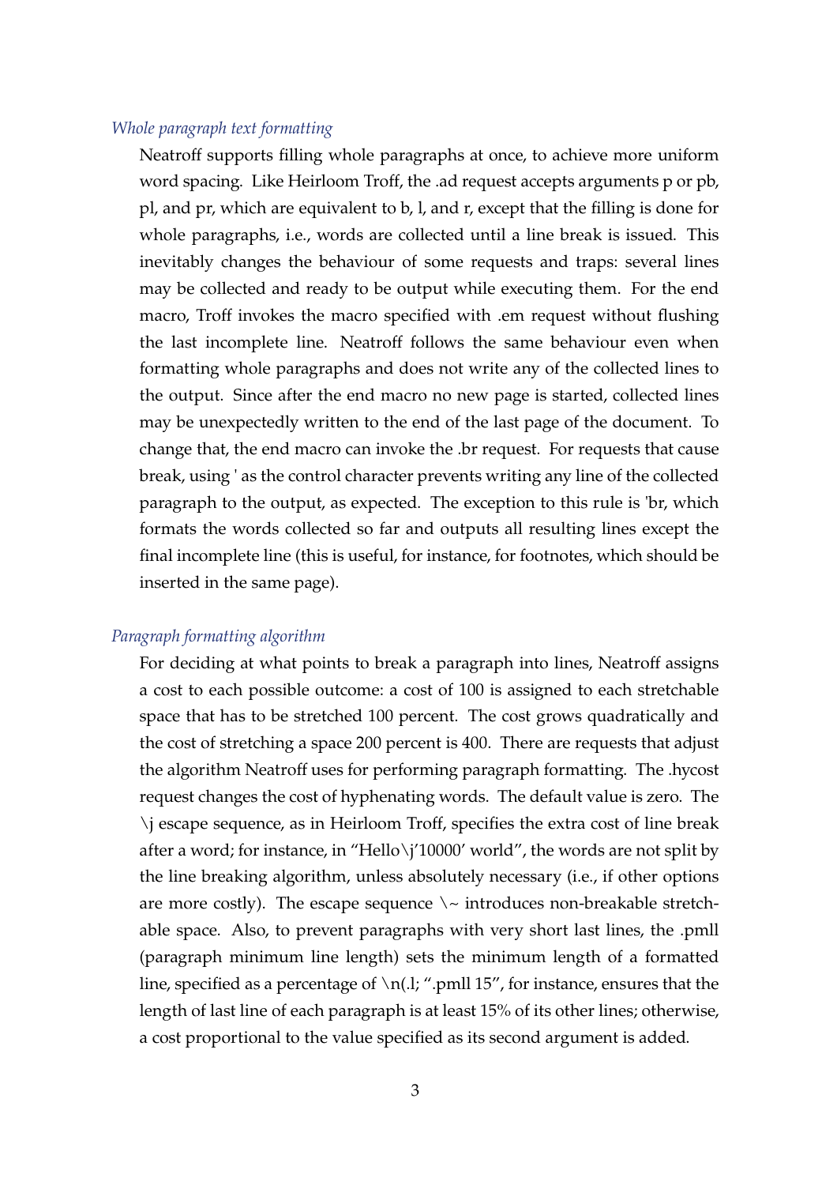*Whole paragraph text formatting*

Neatroff supports filling whole paragraphs at once, to achieve more uniform word spacing. Like Heirloom Troff, the .ad request accepts arguments p or pb, pl, and pr, which are equivalent to b, l, and r, except that the filling is done for whole paragraphs, i.e., words are collected until a line break is issued. This inevitably changes the behaviour of some requests and traps: several lines may be collected and ready to be output while executing them. For the end macro, Troff invokes the macro specified with .em request without flushing the last incomplete line. Neatroff follows the same behaviour even when formatting whole paragraphs and does not write any of the collected lines to the output. Since after the end macro no new page is started, collected lines may be unexpectedly written to the end of the last page of the document. To change that, the end macro can invoke the .br request. For requests that cause break, using ' as the control character prevents writing any line of the collected paragraph to the output, as expected. The exception to this rule is 'br, which formats the words collected so far and outputs all resulting lines except the final incomplete line (this is useful, for instance, for footnotes, which should be inserted in the same page).

*Paragraph formatting algorithm*

For deciding at what points to break a paragraph into lines, Neatroff assigns a cost to each possible outcome: a cost of 100 is assigned to each stretchable space that has to be stretched 100 percent. The cost grows quadratically and the cost of stretching a space 200 percent is 400. There are requests that adjust the algorithm Neatroff uses for performing paragraph formatting. The .hycost request changes the cost of hyphenating words. The default value is zero. The \j escape sequence, as in Heirloom Troff, specifies the extra cost of line break after a word; for instance, in "Hello\j'10000' world", the words are not split by the line breaking algorithm, unless absolutely necessary (i.e., if other options are more costly). The escape sequence \~ introduces non-breakable stretchable space. Also, to prevent paragraphs with very short last lines, the .pmll (paragraph minimum line length) sets the minimum length of a formatted line, specified as a percentage of \n(.l; ".pmll 15", for instance, ensures that the length of last line of each paragraph is at least 15% of its other lines; otherwise, a cost proportional to the value specified as its second argument is added.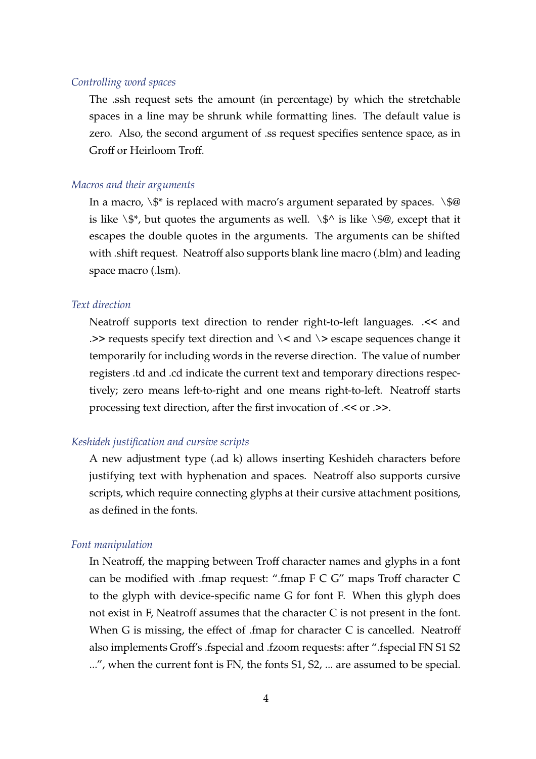*Controlling word spaces*

The .ssh request sets the amount (in percentage) by which the stretchable spaces in a line may be shrunk while formatting lines. The default value is zero. Also, the second argument of .ss request specifies sentence space, as in Groff or Heirloom Troff.

*Macros and their arguments*

In a macro, \$* is replaced with macro's argument separated by spaces. \$@ is like \$*, but quotes the arguments as well. \$^ is like \$@, except that it escapes the double quotes in the arguments. The arguments can be shifted with .shift request. Neatroff also supports blank line macro (.blm) and leading space macro (.lsm).

*Text direction*

Neatroff supports text direction to render right-to-left languages. .<< and .>> requests specify text direction and \< and \> escape sequences change it temporarily for including words in the reverse direction. The value of number registers .td and .cd indicate the current text and temporary directions respectively; zero means left-to-right and one means right-to-left. Neatroff starts processing text direction, after the first invocation of .<< or .>>.

*Keshideh justification and cursive scripts*

A new adjustment type (.ad k) allows inserting Keshideh characters before justifying text with hyphenation and spaces. Neatroff also supports cursive scripts, which require connecting glyphs at their cursive attachment positions, as defined in the fonts.

*Font manipulation*

In Neatroff, the mapping between Troff character names and glyphs in a font can be modified with .fmap request: ".fmap F C G" maps Troff character C to the glyph with device-specific name G for font F. When this glyph does not exist in F, Neatroff assumes that the character C is not present in the font. When G is missing, the effect of .fmap for character C is cancelled. Neatroff also implements Groff's .fspecial and .fzoom requests: after ".fspecial FN S1 S2 ...", when the current font is FN, the fonts S1, S2, ... are assumed to be special.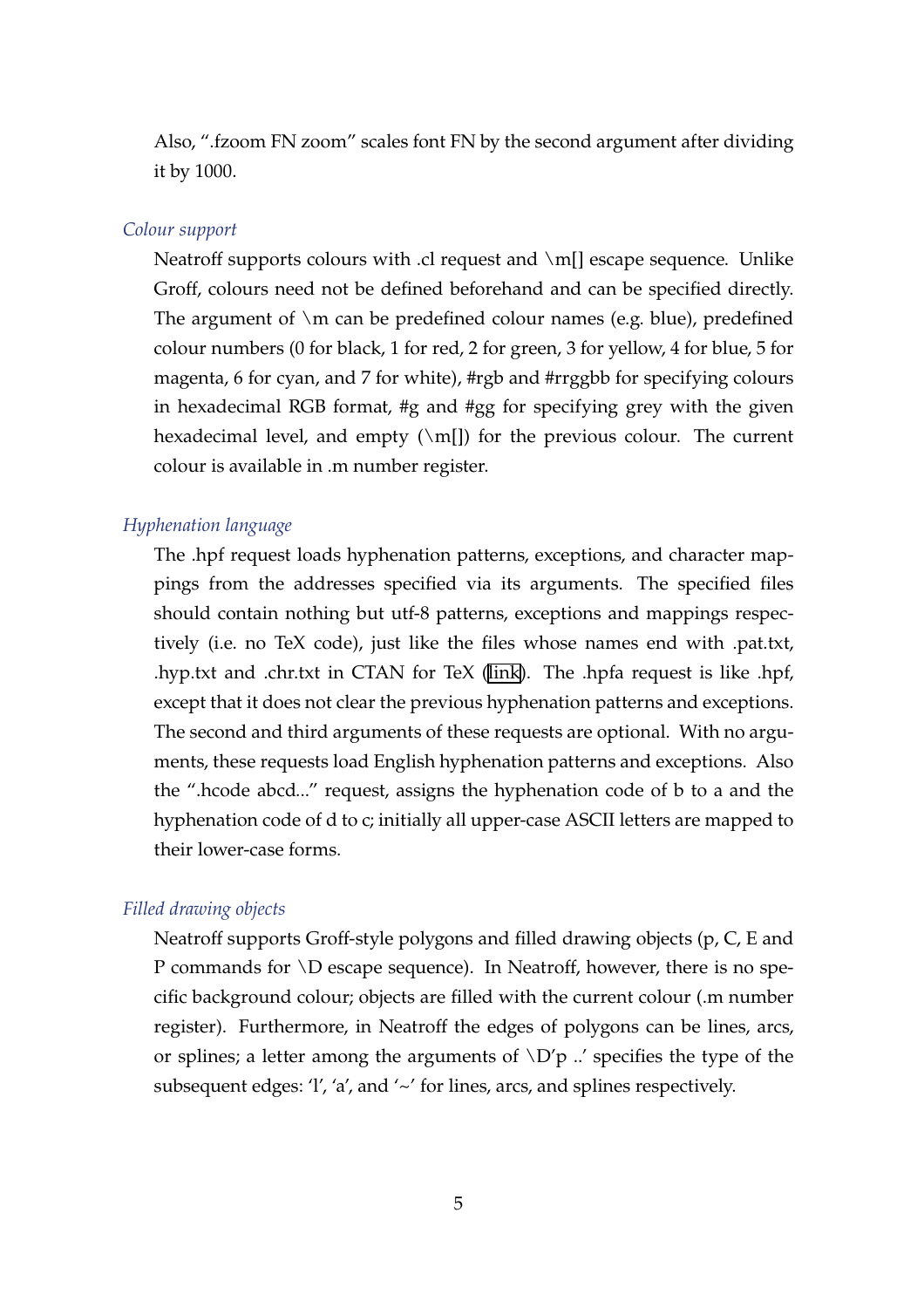Also, ".fzoom FN zoom" scales font FN by the second argument after dividing it by 1000.

*Colour support*

Neatroff supports colours with .cl request and \m[] escape sequence. Unlike Groff, colours need not be defined beforehand and can be specified directly. The argument of \m can be predefined colour names (e.g. blue), predefined colour numbers (0 for black, 1 for red, 2 for green, 3 for yellow, 4 for blue, 5 for magenta, 6 for cyan, and 7 for white), #rgb and #rrggbb for specifying colours in hexadecimal RGB format, #g and #gg for specifying grey with the given hexadecimal level, and empty (\m[]) for the previous colour. The current colour is available in .m number register.

*Hyphenation language*

The .hpf request loads hyphenation patterns, exceptions, and character mappings from the addresses specified via its arguments. The specified files should contain nothing but utf-8 patterns, exceptions and mappings respectively (i.e. no TeX code), just like the files whose names end with .pat.txt, .hyp.txt and .chr.txt in CTAN for TeX (link). The .hpfa request is like .hpf, except that it does not clear the previous hyphenation patterns and exceptions. The second and third arguments of these requests are optional. With no arguments, these requests load English hyphenation patterns and exceptions. Also the ".hcode abcd..." request, assigns the hyphenation code of b to a and the hyphenation code of d to c; initially all upper-case ASCII letters are mapped to their lower-case forms.

*Filled drawing objects*

Neatroff supports Groff-style polygons and filled drawing objects (p, C, E and P commands for \D escape sequence). In Neatroff, however, there is no specific background colour; objects are filled with the current colour (.m number register). Furthermore, in Neatroff the edges of polygons can be lines, arcs, or splines; a letter among the arguments of \D'p ..' specifies the type of the subsequent edges: 'l', 'a', and '~' for lines, arcs, and splines respectively.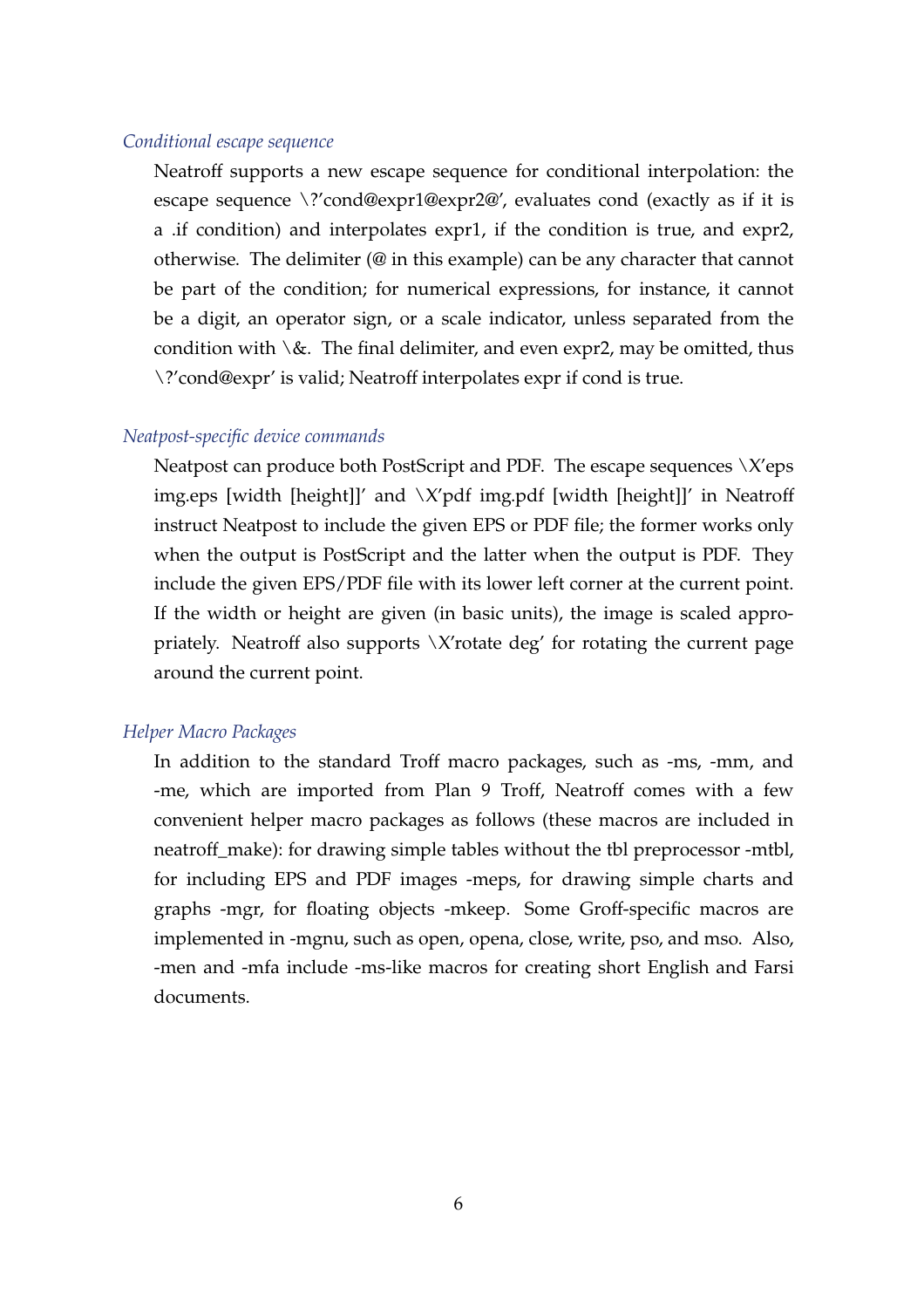### *Conditional escape sequence*

Neatroff supports a new escape sequence for conditional interpolation: the escape sequence \?'cond@expr1@expr2@', evaluates cond (exactly as if it is a .if condition) and interpolates expr1, if the condition is true, and expr2, otherwise. The delimiter (@ in this example) can be any character that cannot be part of the condition; for numerical expressions, for instance, it cannot be a digit, an operator sign, or a scale indicator, unless separated from the condition with \&. The final delimiter, and even expr2, may be omitted, thus \?'cond@expr' is valid; Neatroff interpolates expr if cond is true.

### *Neatpost-specific device commands*

Neatpost can produce both PostScript and PDF. The escape sequences \X'eps img.eps [width [height]]' and \X'pdf img.pdf [width [height]]' in Neatroff instruct Neatpost to include the given EPS or PDF file; the former works only when the output is PostScript and the latter when the output is PDF. They include the given EPS/PDF file with its lower left corner at the current point. If the width or height are given (in basic units), the image is scaled appropriately. Neatroff also supports \X'rotate deg' for rotating the current page around the current point.

### *Helper Macro Packages*

In addition to the standard Troff macro packages, such as -ms, -mm, and -me, which are imported from Plan 9 Troff, Neatroff comes with a few convenient helper macro packages as follows (these macros are included in neatroff_make): for drawing simple tables without the tbl preprocessor -mtbl, for including EPS and PDF images -meps, for drawing simple charts and graphs -mgr, for floating objects -mkeep. Some Groff-specific macros are implemented in -mgnu, such as open, opena, close, write, pso, and mso. Also, -men and -mfa include -ms-like macros for creating short English and Farsi documents.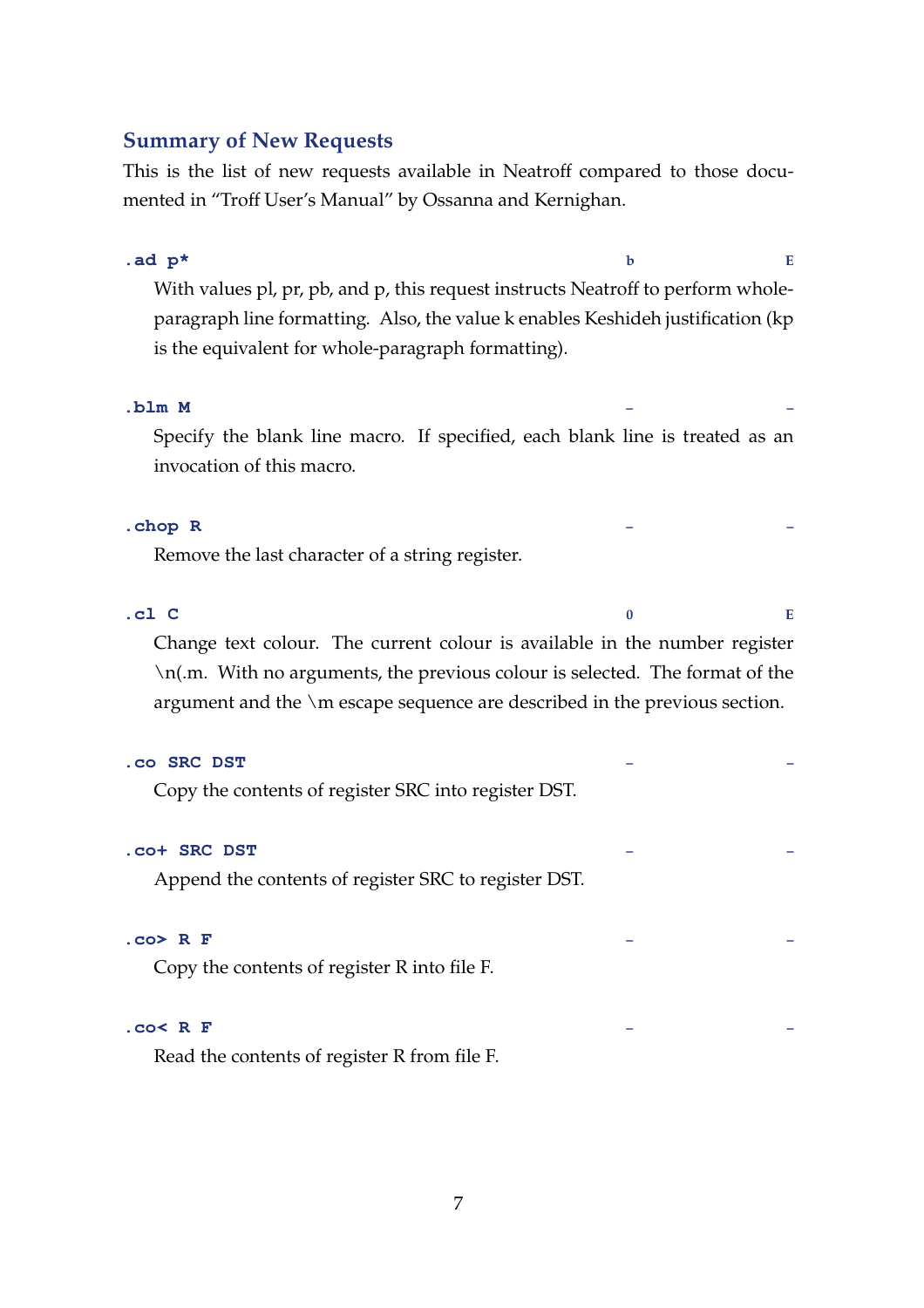## Summary of New Requests

This is the list of new requests available in Neatroff compared to those documented in “Troff User’s Manual” by Ossanna and Kernighan.

**`.ad p*`** — b — E

With values pl, pr, pb, and p, this request instructs Neatroff to perform whole-paragraph line formatting. Also, the value k enables Keshideh justification (kp is the equivalent for whole-paragraph formatting).

**`.blm M`** — - — -

Specify the blank line macro. If specified, each blank line is treated as an invocation of this macro.

**`.chop R`** — - — -

Remove the last character of a string register.

**`.cl C`** — 0 — E

Change text colour. The current colour is available in the number register \n(.m. With no arguments, the previous colour is selected. The format of the argument and the \m escape sequence are described in the previous section.

**`.co SRC DST`** — - — -

Copy the contents of register SRC into register DST.

**`.co+ SRC DST`** — - — -

Append the contents of register SRC to register DST.

**`.co> R F`** — - — -

Copy the contents of register R into file F.

**`.co< R F`** — - — -

Read the contents of register R from file F.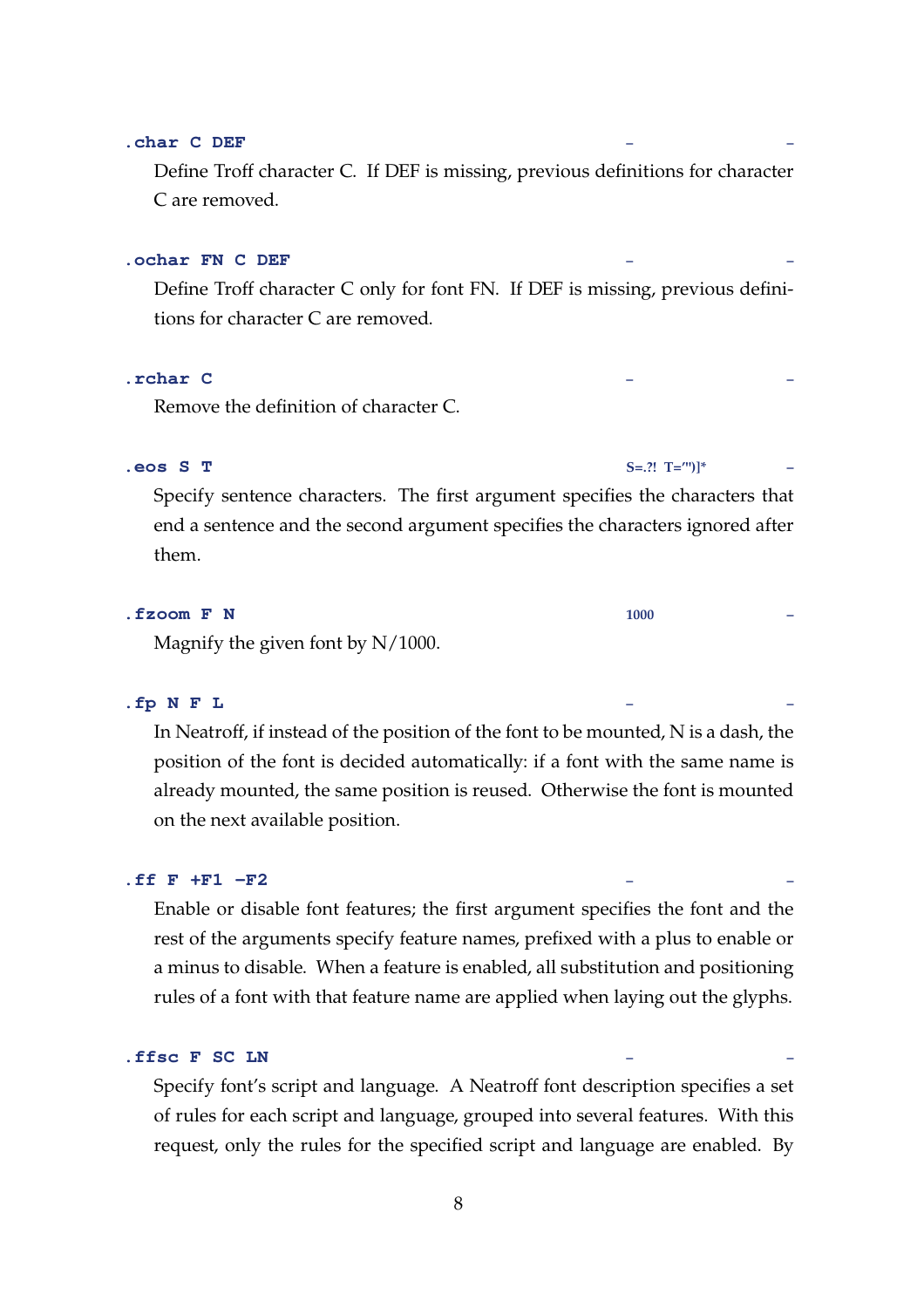**.char C DEF** – –

Define Troff character C. If DEF is missing, previous definitions for character C are removed.

**.ochar FN C DEF** – –

Define Troff character C only for font FN. If DEF is missing, previous definitions for character C are removed.

**.rchar C** – –

Remove the definition of character C.

**.eos S T** S=.?! T='")]* –

Specify sentence characters. The first argument specifies the characters that end a sentence and the second argument specifies the characters ignored after them.

**.fzoom F N** 1000 –

Magnify the given font by N/1000.

**.fp N F L** – –

In Neatroff, if instead of the position of the font to be mounted, N is a dash, the position of the font is decided automatically: if a font with the same name is already mounted, the same position is reused. Otherwise the font is mounted on the next available position.

**.ff F +F1 −F2** – –

Enable or disable font features; the first argument specifies the font and the rest of the arguments specify feature names, prefixed with a plus to enable or a minus to disable. When a feature is enabled, all substitution and positioning rules of a font with that feature name are applied when laying out the glyphs.

**.ffsc F SC LN** – –

Specify font's script and language. A Neatroff font description specifies a set of rules for each script and language, grouped into several features. With this request, only the rules for the specified script and language are enabled. By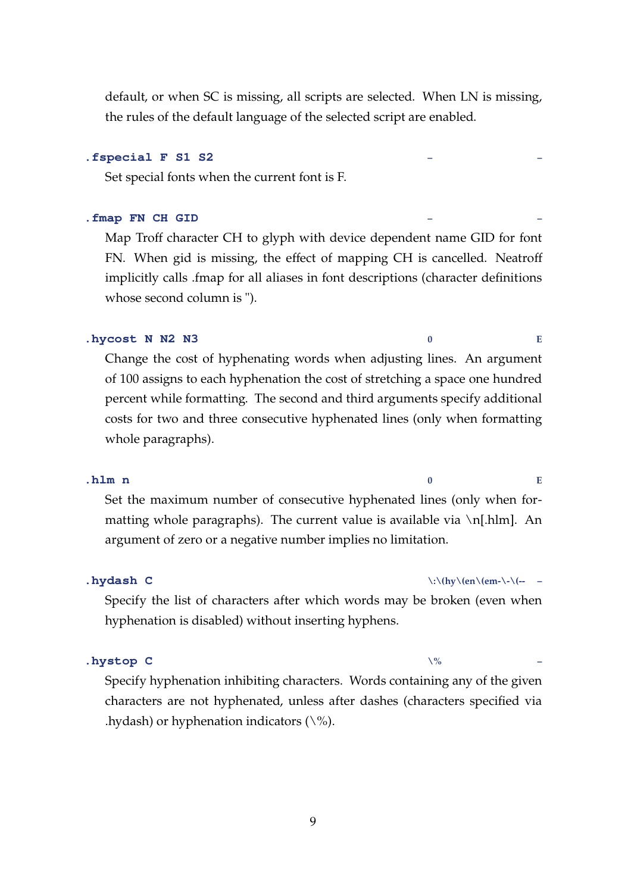default, or when SC is missing, all scripts are selected. When LN is missing, the rules of the default language of the selected script are enabled.

**`.fspecial F S1 S2`** – –

Set special fonts when the current font is F.

**`.fmap FN CH GID`** – –

Map Troff character CH to glyph with device dependent name GID for font FN. When gid is missing, the effect of mapping CH is cancelled. Neatroff implicitly calls .fmap for all aliases in font descriptions (character definitions whose second column is ").

**`.hycost N N2 N3`** 0 E

Change the cost of hyphenating words when adjusting lines. An argument of 100 assigns to each hyphenation the cost of stretching a space one hundred percent while formatting. The second and third arguments specify additional costs for two and three consecutive hyphenated lines (only when formatting whole paragraphs).

**`.hlm n`** 0 E

Set the maximum number of consecutive hyphenated lines (only when formatting whole paragraphs). The current value is available via \n[.hlm]. An argument of zero or a negative number implies no limitation.

**`.hydash C`** \:\(hy\(en\(em-\-\(-- –

Specify the list of characters after which words may be broken (even when hyphenation is disabled) without inserting hyphens.

**`.hystop C`** \% –

Specify hyphenation inhibiting characters. Words containing any of the given characters are not hyphenated, unless after dashes (characters specified via .hydash) or hyphenation indicators (\%).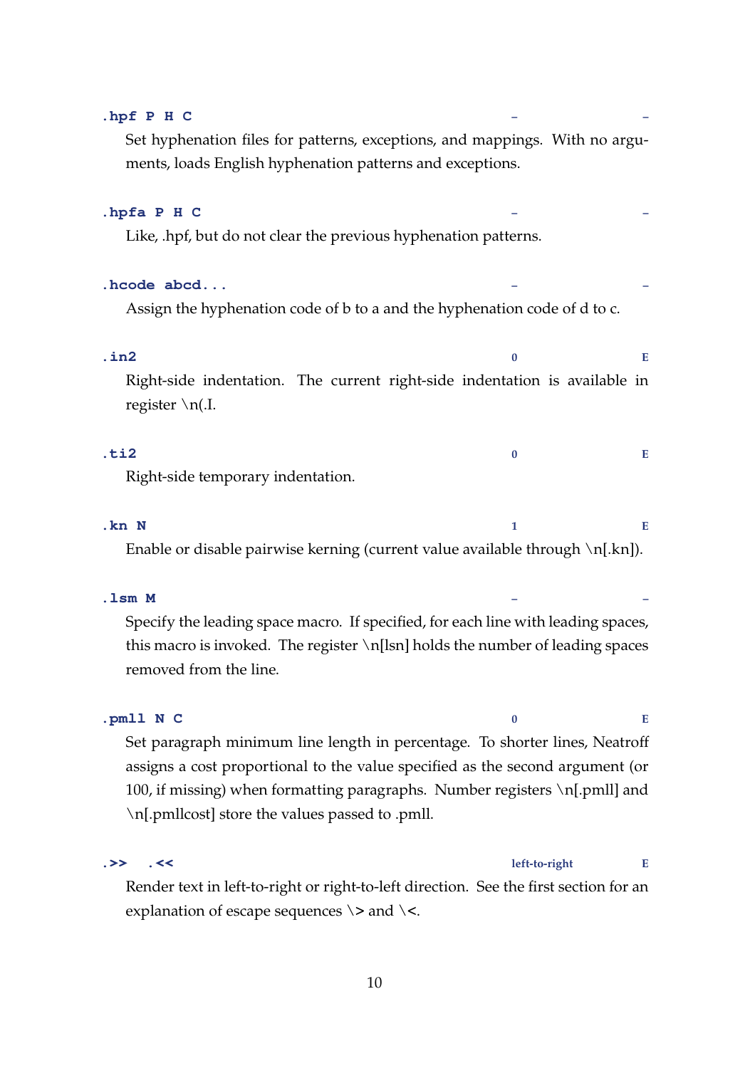**.hpf P H C** – –

Set hyphenation files for patterns, exceptions, and mappings. With no arguments, loads English hyphenation patterns and exceptions.

**.hpfa P H C** – –

Like, .hpf, but do not clear the previous hyphenation patterns.

**.hcode abcd...** – –

Assign the hyphenation code of b to a and the hyphenation code of d to c.

**.in2** 0 E

Right-side indentation. The current right-side indentation is available in register \n(.I.

**.ti2** 0 E

Right-side temporary indentation.

**.kn N** 1 E

Enable or disable pairwise kerning (current value available through \n[.kn]).

**.lsm M** – –

Specify the leading space macro. If specified, for each line with leading spaces, this macro is invoked. The register \n[lsn] holds the number of leading spaces removed from the line.

**.pmll N C** 0 E

Set paragraph minimum line length in percentage. To shorter lines, Neatroff assigns a cost proportional to the value specified as the second argument (or 100, if missing) when formatting paragraphs. Number registers \n[.pmll] and \n[.pmllcost] store the values passed to .pmll.

**.>> .<<** left-to-right E

Render text in left-to-right or right-to-left direction. See the first section for an explanation of escape sequences \> and \<.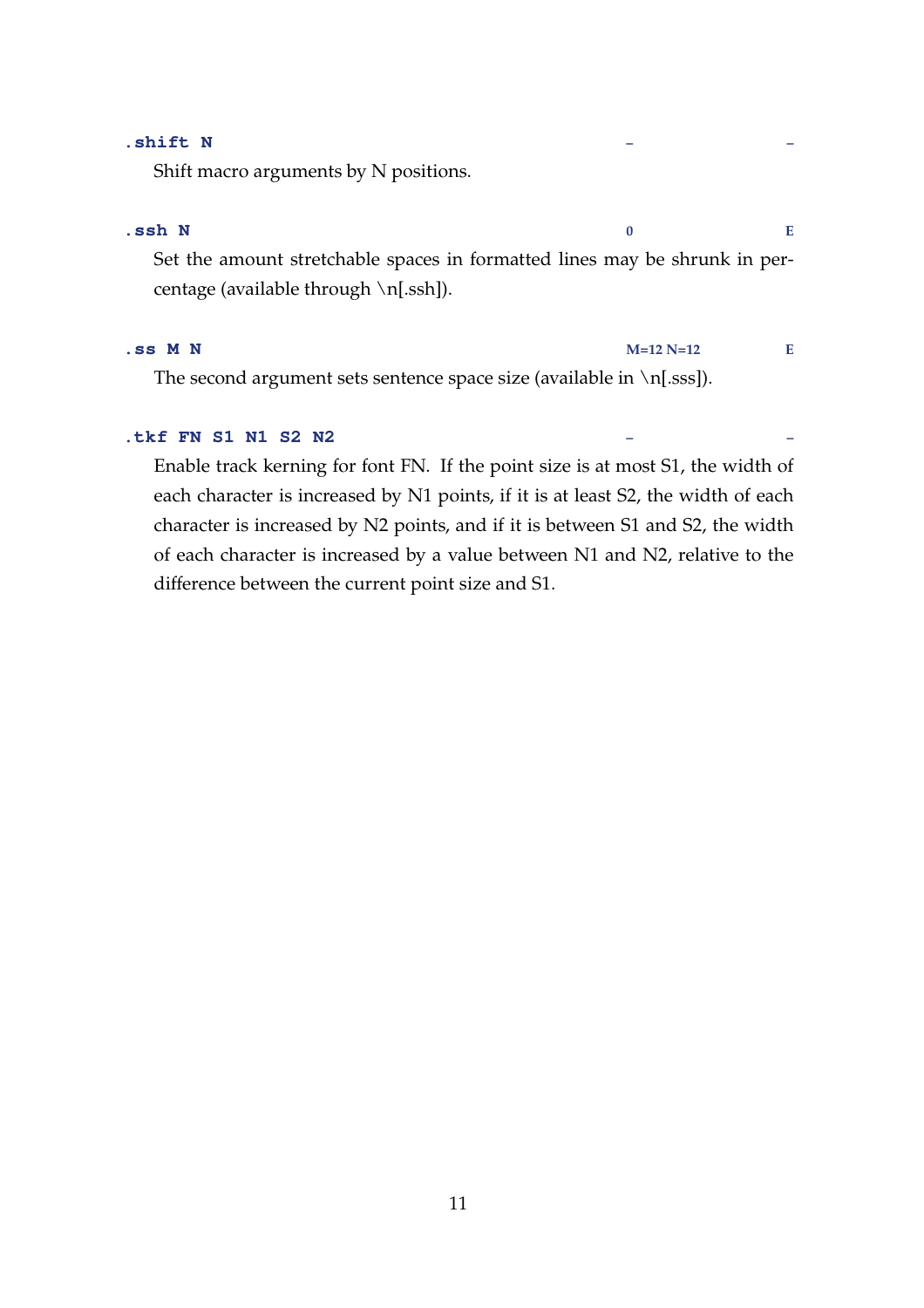**.shift N** – –

Shift macro arguments by N positions.

**.ssh N** 0 E

Set the amount stretchable spaces in formatted lines may be shrunk in percentage (available through \n[.ssh]).

**.ss M N** M=12 N=12 E

The second argument sets sentence space size (available in \n[.sss]).

**.tkf FN S1 N1 S2 N2** – –

Enable track kerning for font FN. If the point size is at most S1, the width of each character is increased by N1 points, if it is at least S2, the width of each character is increased by N2 points, and if it is between S1 and S2, the width of each character is increased by a value between N1 and N2, relative to the difference between the current point size and S1.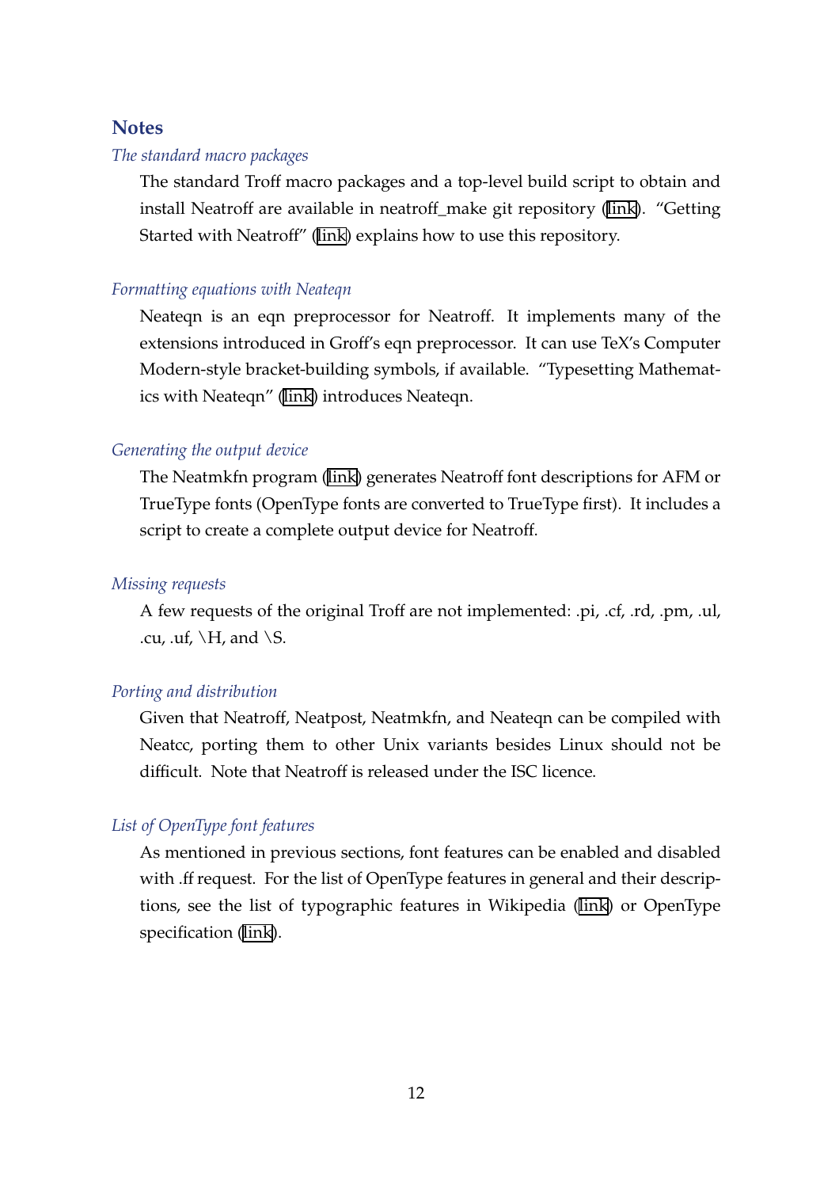## Notes

*The standard macro packages*

The standard Troff macro packages and a top-level build script to obtain and install Neatroff are available in neatroff_make git repository (link). "Getting Started with Neatroff" (link) explains how to use this repository.

*Formatting equations with Neateqn*

Neateqn is an eqn preprocessor for Neatroff. It implements many of the extensions introduced in Groff's eqn preprocessor. It can use TeX's Computer Modern-style bracket-building symbols, if available. "Typesetting Mathematics with Neateqn" (link) introduces Neateqn.

*Generating the output device*

The Neatmkfn program (link) generates Neatroff font descriptions for AFM or TrueType fonts (OpenType fonts are converted to TrueType first). It includes a script to create a complete output device for Neatroff.

*Missing requests*

A few requests of the original Troff are not implemented: .pi, .cf, .rd, .pm, .ul, .cu, .uf, \H, and \S.

*Porting and distribution*

Given that Neatroff, Neatpost, Neatmkfn, and Neateqn can be compiled with Neatcc, porting them to other Unix variants besides Linux should not be difficult. Note that Neatroff is released under the ISC licence.

*List of OpenType font features*

As mentioned in previous sections, font features can be enabled and disabled with .ff request. For the list of OpenType features in general and their descriptions, see the list of typographic features in Wikipedia (link) or OpenType specification (link).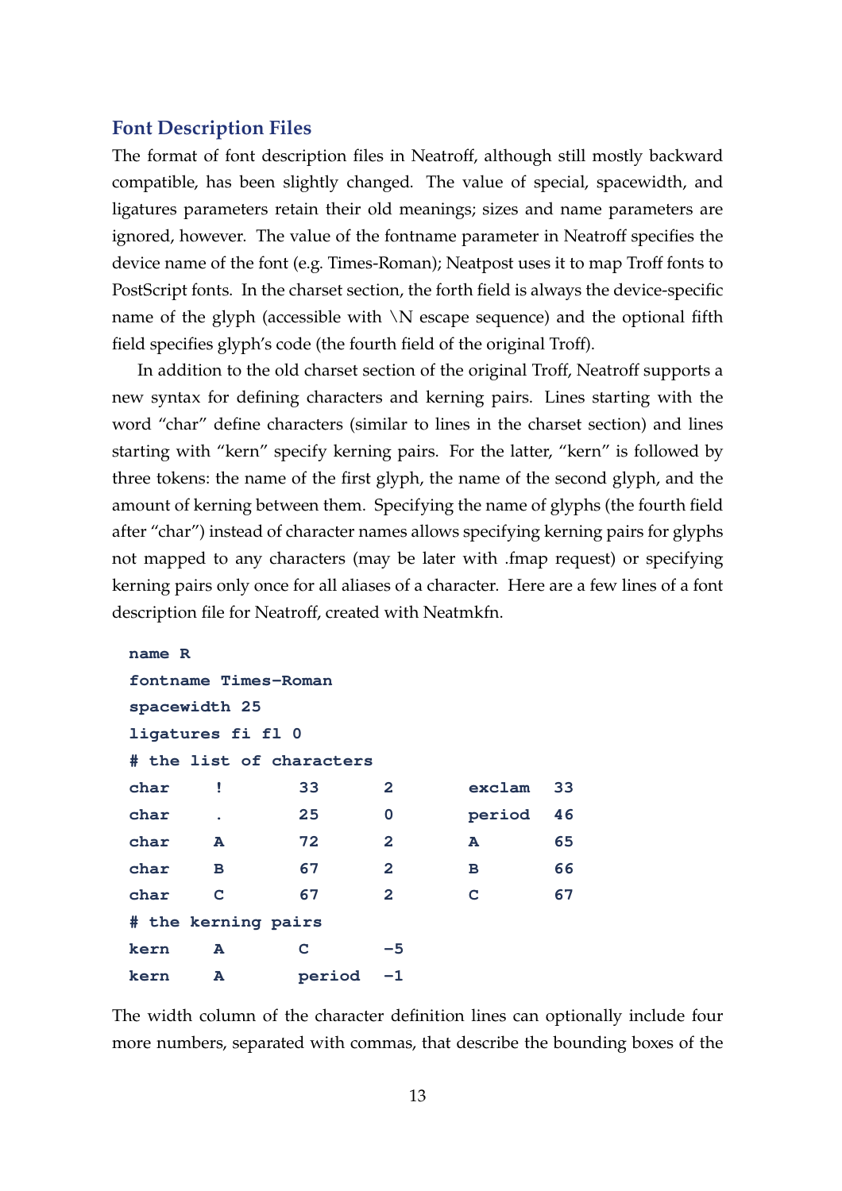## Font Description Files

The format of font description files in Neatroff, although still mostly backward compatible, has been slightly changed. The value of special, spacewidth, and ligatures parameters retain their old meanings; sizes and name parameters are ignored, however. The value of the fontname parameter in Neatroff specifies the device name of the font (e.g. Times-Roman); Neatpost uses it to map Troff fonts to PostScript fonts. In the charset section, the forth field is always the device-specific name of the glyph (accessible with \N escape sequence) and the optional fifth field specifies glyph's code (the fourth field of the original Troff).

In addition to the old charset section of the original Troff, Neatroff supports a new syntax for defining characters and kerning pairs. Lines starting with the word "char" define characters (similar to lines in the charset section) and lines starting with "kern" specify kerning pairs. For the latter, "kern" is followed by three tokens: the name of the first glyph, the name of the second glyph, and the amount of kerning between them. Specifying the name of glyphs (the fourth field after "char") instead of character names allows specifying kerning pairs for glyphs not mapped to any characters (may be later with .fmap request) or specifying kerning pairs only once for all aliases of a character. Here are a few lines of a font description file for Neatroff, created with Neatmkfn.

```
name R
fontname Times-Roman
spacewidth 25
ligatures fi fl 0
# the list of characters
char    !       33      2       exclam  33
char    .       25      0       period  46
char    A       72      2       A       65
char    B       67      2       B       66
char    C       67      2       C       67
# the kerning pairs
kern    A       C       -5
kern    A       period  -1
```

The width column of the character definition lines can optionally include four more numbers, separated with commas, that describe the bounding boxes of the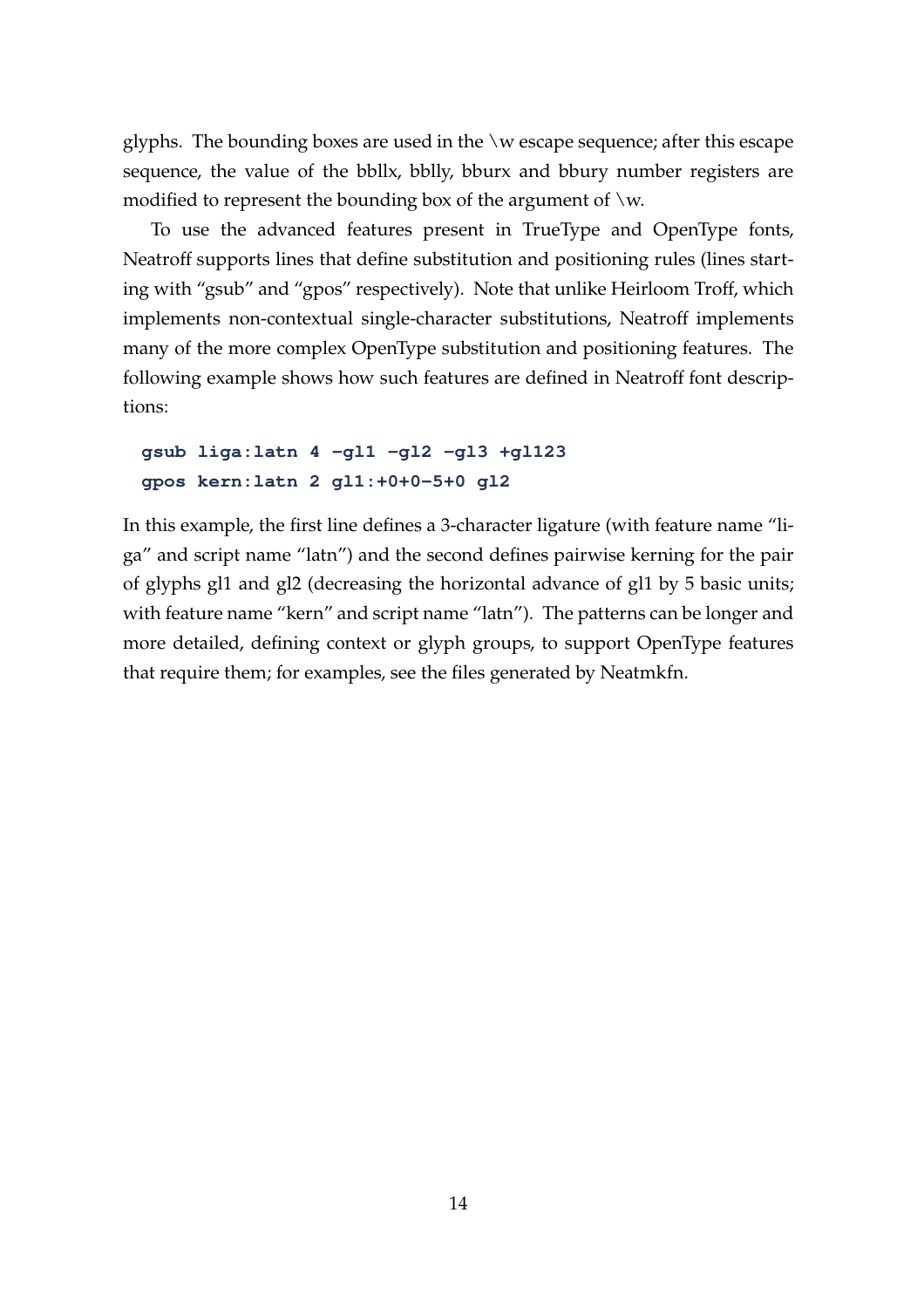glyphs. The bounding boxes are used in the \w escape sequence; after this escape sequence, the value of the bbllx, bblly, bburx and bbury number registers are modified to represent the bounding box of the argument of \w.

To use the advanced features present in TrueType and OpenType fonts, Neatroff supports lines that define substitution and positioning rules (lines starting with “gsub” and “gpos” respectively). Note that unlike Heirloom Troff, which implements non-contextual single-character substitutions, Neatroff implements many of the more complex OpenType substitution and positioning features. The following example shows how such features are defined in Neatroff font descriptions:

```
gsub liga:latn 4 -gl1 -gl2 -gl3 +gl123
gpos kern:latn 2 gl1:+0+0-5+0 gl2
```

In this example, the first line defines a 3-character ligature (with feature name “liga” and script name “latn”) and the second defines pairwise kerning for the pair of glyphs gl1 and gl2 (decreasing the horizontal advance of gl1 by 5 basic units; with feature name “kern” and script name “latn”). The patterns can be longer and more detailed, defining context or glyph groups, to support OpenType features that require them; for examples, see the files generated by Neatmkfn.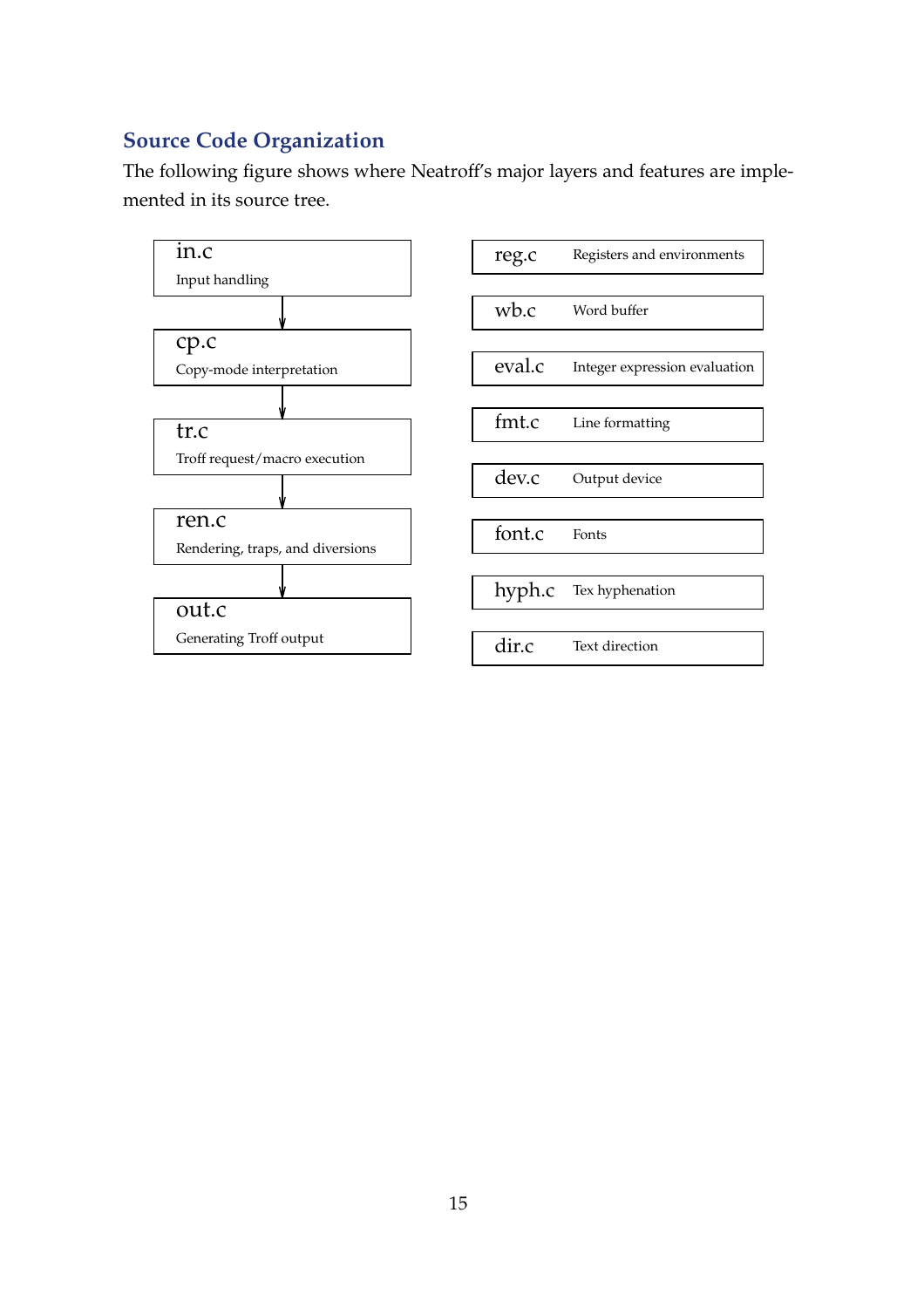## Source Code Organization

The following figure shows where Neatroff's major layers and features are implemented in its source tree.

in.c
Input handling

cp.c
Copy-mode interpretation

tr.c
Troff request/macro execution

ren.c
Rendering, traps, and diversions

out.c
Generating Troff output

reg.c Registers and environments

wb.c Word buffer

eval.c Integer expression evaluation

fmt.c Line formatting

dev.c Output device

font.c Fonts

hyph.c Tex hyphenation

dir.c Text direction